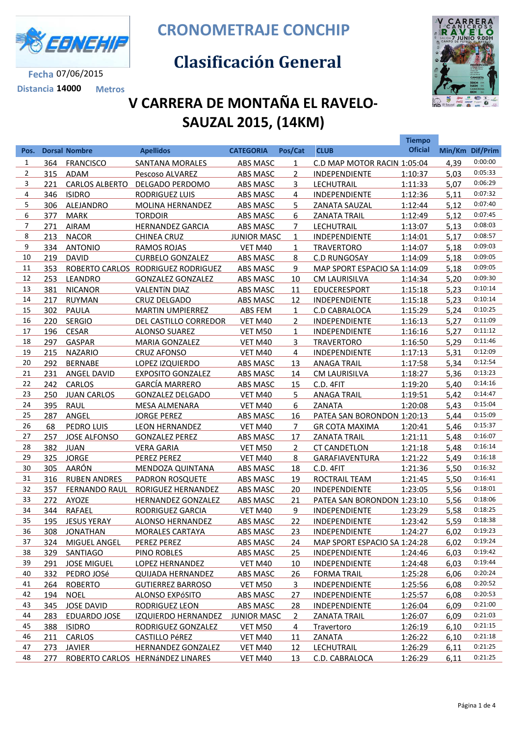# CRONOMETRAJE CONCHIP

## Clasificación General

**Fecha** 07/06/2015

**Distancia** 14000 **Metros**

## V CARRERA DE MONTAÑA EL RAVELO-SAUZAL 2015, (14KM)

| Pos. | Dorsal | Nombre | Apellidos | CATEGORIA | Pos/Cat | CLUB | Tiempo Oficial | Min/Km | Dif/Prim |
|---|---|---|---|---|---|---|---|---|---|
| 1 | 364 | FRANCISCO | SANTANA MORALES | ABS MASC | 1 | C.D MAP MOTOR RACIN | 1:05:04 | 4,39 | 0:00:00 |
| 2 | 315 | ADAM | Pescoso ALVAREZ | ABS MASC | 2 | INDEPENDIENTE | 1:10:37 | 5,03 | 0:05:33 |
| 3 | 221 | CARLOS ALBERTO | DELGADO PERDOMO | ABS MASC | 3 | LECHUTRAIL | 1:11:33 | 5,07 | 0:06:29 |
| 4 | 346 | ISIDRO | RODRIGUEZ LUIS | ABS MASC | 4 | INDEPENDIENTE | 1:12:36 | 5,11 | 0:07:32 |
| 5 | 306 | ALEJANDRO | MOLINA HERNANDEZ | ABS MASC | 5 | ZANATA SAUZAL | 1:12:44 | 5,12 | 0:07:40 |
| 6 | 377 | MARK | TORDOIR | ABS MASC | 6 | ZANATA TRAIL | 1:12:49 | 5,12 | 0:07:45 |
| 7 | 271 | AIRAM | HERNANDEZ GARCIA | ABS MASC | 7 | LECHUTRAIL | 1:13:07 | 5,13 | 0:08:03 |
| 8 | 213 | NACOR | CHINEA CRUZ | JUNIOR MASC | 1 | INDEPENDIENTE | 1:14:01 | 5,17 | 0:08:57 |
| 9 | 334 | ANTONIO | RAMOS ROJAS | VET M40 | 1 | TRAVERTORO | 1:14:07 | 5,18 | 0:09:03 |
| 10 | 219 | DAVID | CURBELO GONZALEZ | ABS MASC | 8 | C.D RUNGOSAY | 1:14:09 | 5,18 | 0:09:05 |
| 11 | 353 | ROBERTO CARLOS | RODRIGUEZ RODRIGUEZ | ABS MASC | 9 | MAP SPORT ESPACIO SA | 1:14:09 | 5,18 | 0:09:05 |
| 12 | 253 | LEANDRO | GONZALEZ GONZALEZ | ABS MASC | 10 | CM LAURISILVA | 1:14:34 | 5,20 | 0:09:30 |
| 13 | 381 | NICANOR | VALENTíN DIAZ | ABS MASC | 11 | EDUCERESPORT | 1:15:18 | 5,23 | 0:10:14 |
| 14 | 217 | RUYMAN | CRUZ DELGADO | ABS MASC | 12 | INDEPENDIENTE | 1:15:18 | 5,23 | 0:10:14 |
| 15 | 302 | PAULA | MARTIN UMPIERREZ | ABS FEM | 1 | C.D CABRALOCA | 1:15:29 | 5,24 | 0:10:25 |
| 16 | 220 | SERGIO | DEL CASTILLO CORREDOR | VET M40 | 2 | INDEPENDIENTE | 1:16:13 | 5,27 | 0:11:09 |
| 17 | 196 | CESAR | ALONSO SUAREZ | VET M50 | 1 | INDEPENDIENTE | 1:16:16 | 5,27 | 0:11:12 |
| 18 | 297 | GASPAR | MARIA GONZALEZ | VET M40 | 3 | TRAVERTORO | 1:16:50 | 5,29 | 0:11:46 |
| 19 | 215 | NAZARIO | CRUZ AFONSO | VET M40 | 4 | INDEPENDIENTE | 1:17:13 | 5,31 | 0:12:09 |
| 20 | 292 | BERNABE | LOPEZ IZQUIERDO | ABS MASC | 13 | ANAGA TRAIL | 1:17:58 | 5,34 | 0:12:54 |
| 21 | 231 | ANGEL DAVID | EXPOSITO GONZALEZ | ABS MASC | 14 | CM LAURISILVA | 1:18:27 | 5,36 | 0:13:23 |
| 22 | 242 | CARLOS | GARCÍA MARRERO | ABS MASC | 15 | C.D. 4FIT | 1:19:20 | 5,40 | 0:14:16 |
| 23 | 250 | JUAN CARLOS | GONZALEZ DELGADO | VET M40 | 5 | ANAGA TRAIL | 1:19:51 | 5,42 | 0:14:47 |
| 24 | 395 | RAUL | MESA ALMENARA | VET M40 | 6 | ZANATA | 1:20:08 | 5,43 | 0:15:04 |
| 25 | 287 | ANGEL | JORGE PEREZ | ABS MASC | 16 | PATEA SAN BORONDON | 1:20:13 | 5,44 | 0:15:09 |
| 26 | 68 | PEDRO LUIS | LEON HERNANDEZ | VET M40 | 7 | GR COTA MAXIMA | 1:20:41 | 5,46 | 0:15:37 |
| 27 | 257 | JOSE ALFONSO | GONZALEZ PEREZ | ABS MASC | 17 | ZANATA TRAIL | 1:21:11 | 5,48 | 0:16:07 |
| 28 | 382 | JUAN | VERA GARIA | VET M50 | 2 | CT CANDETLON | 1:21:18 | 5,48 | 0:16:14 |
| 29 | 325 | JORGE | PEREZ PEREZ | VET M40 | 8 | GARAFIAVENTURA | 1:21:22 | 5,49 | 0:16:18 |
| 30 | 305 | AARÓN | MENDOZA QUINTANA | ABS MASC | 18 | C.D. 4FIT | 1:21:36 | 5,50 | 0:16:32 |
| 31 | 316 | RUBEN ANDRES | PADRON ROSQUETE | ABS MASC | 19 | ROCTRAIL TEAM | 1:21:45 | 5,50 | 0:16:41 |
| 32 | 357 | FERNANDO RAUL | RORIGUEZ HERNANDEZ | ABS MASC | 20 | INDEPENDIENTE | 1:23:05 | 5,56 | 0:18:01 |
| 33 | 272 | AYOZE | HERNANDEZ GONZALEZ | ABS MASC | 21 | PATEA SAN BORONDON | 1:23:10 | 5,56 | 0:18:06 |
| 34 | 344 | RAFAEL | RODRIGUEZ GARCIA | VET M40 | 9 | INDEPENDIENTE | 1:23:29 | 5,58 | 0:18:25 |
| 35 | 195 | JESUS YERAY | ALONSO HERNANDEZ | ABS MASC | 22 | INDEPENDIENTE | 1:23:42 | 5,59 | 0:18:38 |
| 36 | 308 | JONATHAN | MORALES CARTAYA | ABS MASC | 23 | INDEPENDIENTE | 1:24:27 | 6,02 | 0:19:23 |
| 37 | 324 | MIGUEL ANGEL | PEREZ PEREZ | ABS MASC | 24 | MAP SPORT ESPACIO SA | 1:24:28 | 6,02 | 0:19:24 |
| 38 | 329 | SANTIAGO | PINO ROBLES | ABS MASC | 25 | INDEPENDIENTE | 1:24:46 | 6,03 | 0:19:42 |
| 39 | 291 | JOSE MIGUEL | LOPEZ HERNANDEZ | VET M40 | 10 | INDEPENDIENTE | 1:24:48 | 6,03 | 0:19:44 |
| 40 | 332 | PEDRO JOSé | QUIJADA HERNANDEZ | ABS MASC | 26 | FORMA TRAIL | 1:25:28 | 6,06 | 0:20:24 |
| 41 | 264 | ROBERTO | GUTIERREZ BARROSO | VET M50 | 3 | INDEPENDIENTE | 1:25:56 | 6,08 | 0:20:52 |
| 42 | 194 | NOEL | ALONSO EXPóSITO | ABS MASC | 27 | INDEPENDIENTE | 1:25:57 | 6,08 | 0:20:53 |
| 43 | 345 | JOSE DAVID | RODRIGUEZ LEON | ABS MASC | 28 | INDEPENDIENTE | 1:26:04 | 6,09 | 0:21:00 |
| 44 | 283 | EDUARDO JOSE | IZQUIERDO HERNANDEZ | JUNIOR MASC | 2 | ZANATA TRAIL | 1:26:07 | 6,09 | 0:21:03 |
| 45 | 388 | ISIDRO | RODRIGUEZ GONZALEZ | VET M50 | 4 | Travertoro | 1:26:19 | 6,10 | 0:21:15 |
| 46 | 211 | CARLOS | CASTILLO PéREZ | VET M40 | 11 | ZANATA | 1:26:22 | 6,10 | 0:21:18 |
| 47 | 273 | JAVIER | HERNANDEZ GONZALEZ | VET M40 | 12 | LECHUTRAIL | 1:26:29 | 6,11 | 0:21:25 |
| 48 | 277 | ROBERTO CARLOS | HERNáNDEZ LINARES | VET M40 | 13 | C.D. CABRALOCA | 1:26:29 | 6,11 | 0:21:25 |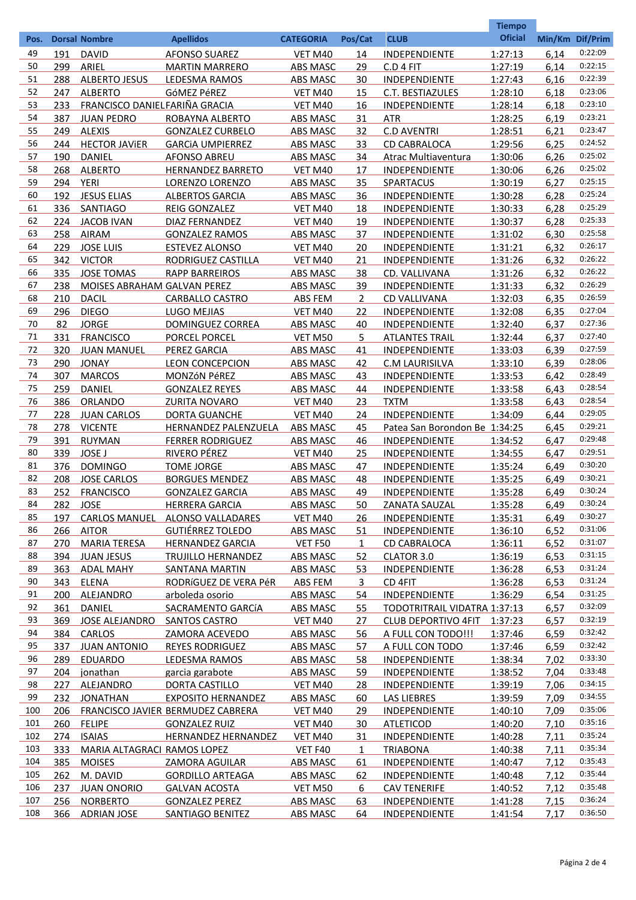| Pos. | Dorsal | Nombre | Apellidos | CATEGORIA | Pos/Cat | CLUB | Tiempo Oficial | Min/Km | Dif/Prim |
|---|---|---|---|---|---|---|---|---|---|
| 49 | 191 | DAVID | AFONSO SUAREZ | VET M40 | 14 | INDEPENDIENTE | 1:27:13 | 6,14 | 0:22:09 |
| 50 | 299 | ARIEL | MARTIN MARRERO | ABS MASC | 29 | C.D 4 FIT | 1:27:19 | 6,14 | 0:22:15 |
| 51 | 288 | ALBERTO JESUS | LEDESMA RAMOS | ABS MASC | 30 | INDEPENDIENTE | 1:27:43 | 6,16 | 0:22:39 |
| 52 | 247 | ALBERTO | GóMEZ PéREZ | VET M40 | 15 | C.T. BESTIAZULES | 1:28:10 | 6,18 | 0:23:06 |
| 53 | 233 | FRANCISCO DANIEL | FARIÑA GARCIA | VET M40 | 16 | INDEPENDIENTE | 1:28:14 | 6,18 | 0:23:10 |
| 54 | 387 | JUAN PEDRO | ROBAYNA ALBERTO | ABS MASC | 31 | ATR | 1:28:25 | 6,19 | 0:23:21 |
| 55 | 249 | ALEXIS | GONZALEZ CURBELO | ABS MASC | 32 | C.D AVENTRI | 1:28:51 | 6,21 | 0:23:47 |
| 56 | 244 | HECTOR JAViER | GARCiA UMPIERREZ | ABS MASC | 33 | CD CABRALOCA | 1:29:56 | 6,25 | 0:24:52 |
| 57 | 190 | DANIEL | AFONSO ABREU | ABS MASC | 34 | Atrac Multiaventura | 1:30:06 | 6,26 | 0:25:02 |
| 58 | 268 | ALBERTO | HERNANDEZ BARRETO | VET M40 | 17 | INDEPENDIENTE | 1:30:06 | 6,26 | 0:25:02 |
| 59 | 294 | YERI | LORENZO LORENZO | ABS MASC | 35 | SPARTACUS | 1:30:19 | 6,27 | 0:25:15 |
| 60 | 192 | JESUS ELIAS | ALBERTOS GARCIA | ABS MASC | 36 | INDEPENDIENTE | 1:30:28 | 6,28 | 0:25:24 |
| 61 | 336 | SANTIAGO | REIG GONZALEZ | VET M40 | 18 | INDEPENDIENTE | 1:30:33 | 6,28 | 0:25:29 |
| 62 | 224 | JACOB IVAN | DIAZ FERNANDEZ | VET M40 | 19 | INDEPENDIENTE | 1:30:37 | 6,28 | 0:25:33 |
| 63 | 258 | AIRAM | GONZALEZ RAMOS | ABS MASC | 37 | INDEPENDIENTE | 1:31:02 | 6,30 | 0:25:58 |
| 64 | 229 | JOSE LUIS | ESTEVEZ ALONSO | VET M40 | 20 | INDEPENDIENTE | 1:31:21 | 6,32 | 0:26:17 |
| 65 | 342 | VICTOR | RODRIGUEZ CASTILLA | VET M40 | 21 | INDEPENDIENTE | 1:31:26 | 6,32 | 0:26:22 |
| 66 | 335 | JOSE TOMAS | RAPP BARREIROS | ABS MASC | 38 | CD. VALLIVANA | 1:31:26 | 6,32 | 0:26:22 |
| 67 | 238 | MOISES ABRAHAM | GALVAN PEREZ | ABS MASC | 39 | INDEPENDIENTE | 1:31:33 | 6,32 | 0:26:29 |
| 68 | 210 | DACIL | CARBALLO CASTRO | ABS FEM | 2 | CD VALLIVANA | 1:32:03 | 6,35 | 0:26:59 |
| 69 | 296 | DIEGO | LUGO MEJIAS | VET M40 | 22 | INDEPENDIENTE | 1:32:08 | 6,35 | 0:27:04 |
| 70 | 82 | JORGE | DOMINGUEZ CORREA | ABS MASC | 40 | INDEPENDIENTE | 1:32:40 | 6,37 | 0:27:36 |
| 71 | 331 | FRANCISCO | PORCEL PORCEL | VET M50 | 5 | ATLANTES TRAIL | 1:32:44 | 6,37 | 0:27:40 |
| 72 | 320 | JUAN MANUEL | PEREZ GARCIA | ABS MASC | 41 | INDEPENDIENTE | 1:33:03 | 6,39 | 0:27:59 |
| 73 | 290 | JONAY | LEON CONCEPCION | ABS MASC | 42 | C.M LAURISILVA | 1:33:10 | 6,39 | 0:28:06 |
| 74 | 307 | MARCOS | MONZóN PéREZ | ABS MASC | 43 | INDEPENDIENTE | 1:33:53 | 6,42 | 0:28:49 |
| 75 | 259 | DANIEL | GONZALEZ REYES | ABS MASC | 44 | INDEPENDIENTE | 1:33:58 | 6,43 | 0:28:54 |
| 76 | 386 | ORLANDO | ZURITA NOVARO | VET M40 | 23 | TXTM | 1:33:58 | 6,43 | 0:28:54 |
| 77 | 228 | JUAN CARLOS | DORTA GUANCHE | VET M40 | 24 | INDEPENDIENTE | 1:34:09 | 6,44 | 0:29:05 |
| 78 | 278 | VICENTE | HERNANDEZ PALENZUELA | ABS MASC | 45 | Patea San Borondon Be | 1:34:25 | 6,45 | 0:29:21 |
| 79 | 391 | RUYMAN | FERRER RODRIGUEZ | ABS MASC | 46 | INDEPENDIENTE | 1:34:52 | 6,47 | 0:29:48 |
| 80 | 339 | JOSE J | RIVERO PÉREZ | VET M40 | 25 | INDEPENDIENTE | 1:34:55 | 6,47 | 0:29:51 |
| 81 | 376 | DOMINGO | TOME JORGE | ABS MASC | 47 | INDEPENDIENTE | 1:35:24 | 6,49 | 0:30:20 |
| 82 | 208 | JOSE CARLOS | BORGUES MENDEZ | ABS MASC | 48 | INDEPENDIENTE | 1:35:25 | 6,49 | 0:30:21 |
| 83 | 252 | FRANCISCO | GONZALEZ GARCIA | ABS MASC | 49 | INDEPENDIENTE | 1:35:28 | 6,49 | 0:30:24 |
| 84 | 282 | JOSE | HERRERA GARCIA | ABS MASC | 50 | ZANATA SAUZAL | 1:35:28 | 6,49 | 0:30:24 |
| 85 | 197 | CARLOS MANUEL | ALONSO VALLADARES | VET M40 | 26 | INDEPENDIENTE | 1:35:31 | 6,49 | 0:30:27 |
| 86 | 266 | AITOR | GUTIÉRREZ TOLEDO | ABS MASC | 51 | INDEPENDIENTE | 1:36:10 | 6,52 | 0:31:06 |
| 87 | 270 | MARIA TERESA | HERNANDEZ GARCIA | VET F50 | 1 | CD CABRALOCA | 1:36:11 | 6,52 | 0:31:07 |
| 88 | 394 | JUAN JESUS | TRUJILLO HERNANDEZ | ABS MASC | 52 | CLATOR 3.0 | 1:36:19 | 6,53 | 0:31:15 |
| 89 | 363 | ADAL MAHY | SANTANA MARTIN | ABS MASC | 53 | INDEPENDIENTE | 1:36:28 | 6,53 | 0:31:24 |
| 90 | 343 | ELENA | RODRíGUEZ DE VERA PéR | ABS FEM | 3 | CD 4FIT | 1:36:28 | 6,53 | 0:31:24 |
| 91 | 200 | ALEJANDRO | arboleda osorio | ABS MASC | 54 | INDEPENDIENTE | 1:36:29 | 6,54 | 0:31:25 |
| 92 | 361 | DANIEL | SACRAMENTO GARCíA | ABS MASC | 55 | TODOTRITRAIL VIDATRA | 1:37:13 | 6,57 | 0:32:09 |
| 93 | 369 | JOSE ALEJANDRO | SANTOS CASTRO | VET M40 | 27 | CLUB DEPORTIVO 4FIT | 1:37:23 | 6,57 | 0:32:19 |
| 94 | 384 | CARLOS | ZAMORA ACEVEDO | ABS MASC | 56 | A FULL CON TODO!!! | 1:37:46 | 6,59 | 0:32:42 |
| 95 | 337 | JUAN ANTONIO | REYES RODRIGUEZ | ABS MASC | 57 | A FULL CON TODO | 1:37:46 | 6,59 | 0:32:42 |
| 96 | 289 | EDUARDO | LEDESMA RAMOS | ABS MASC | 58 | INDEPENDIENTE | 1:38:34 | 7,02 | 0:33:30 |
| 97 | 204 | jonathan | garcia garabote | ABS MASC | 59 | INDEPENDIENTE | 1:38:52 | 7,04 | 0:33:48 |
| 98 | 227 | ALEJANDRO | DORTA CASTILLO | VET M40 | 28 | INDEPENDIENTE | 1:39:19 | 7,06 | 0:34:15 |
| 99 | 232 | JONATHAN | EXPOSITO HERNANDEZ | ABS MASC | 60 | LAS LIEBRES | 1:39:59 | 7,09 | 0:34:55 |
| 100 | 206 | FRANCISCO JAVIER | BERMUDEZ CABRERA | VET M40 | 29 | INDEPENDIENTE | 1:40:10 | 7,09 | 0:35:06 |
| 101 | 260 | FELIPE | GONZALEZ RUIZ | VET M40 | 30 | ATLETICOD | 1:40:20 | 7,10 | 0:35:16 |
| 102 | 274 | ISAIAS | HERNANDEZ HERNANDEZ | VET M40 | 31 | INDEPENDIENTE | 1:40:28 | 7,11 | 0:35:24 |
| 103 | 333 | MARIA ALTAGRACI | RAMOS LOPEZ | VET F40 | 1 | TRIABONA | 1:40:38 | 7,11 | 0:35:34 |
| 104 | 385 | MOISES | ZAMORA AGUILAR | ABS MASC | 61 | INDEPENDIENTE | 1:40:47 | 7,12 | 0:35:43 |
| 105 | 262 | M. DAVID | GORDILLO ARTEAGA | ABS MASC | 62 | INDEPENDIENTE | 1:40:48 | 7,12 | 0:35:44 |
| 106 | 237 | JUAN ONORIO | GALVAN ACOSTA | VET M50 | 6 | CAV TENERIFE | 1:40:52 | 7,12 | 0:35:48 |
| 107 | 256 | NORBERTO | GONZALEZ PEREZ | ABS MASC | 63 | INDEPENDIENTE | 1:41:28 | 7,15 | 0:36:24 |
| 108 | 366 | ADRIAN JOSE | SANTIAGO BENITEZ | ABS MASC | 64 | INDEPENDIENTE | 1:41:54 | 7,17 | 0:36:50 |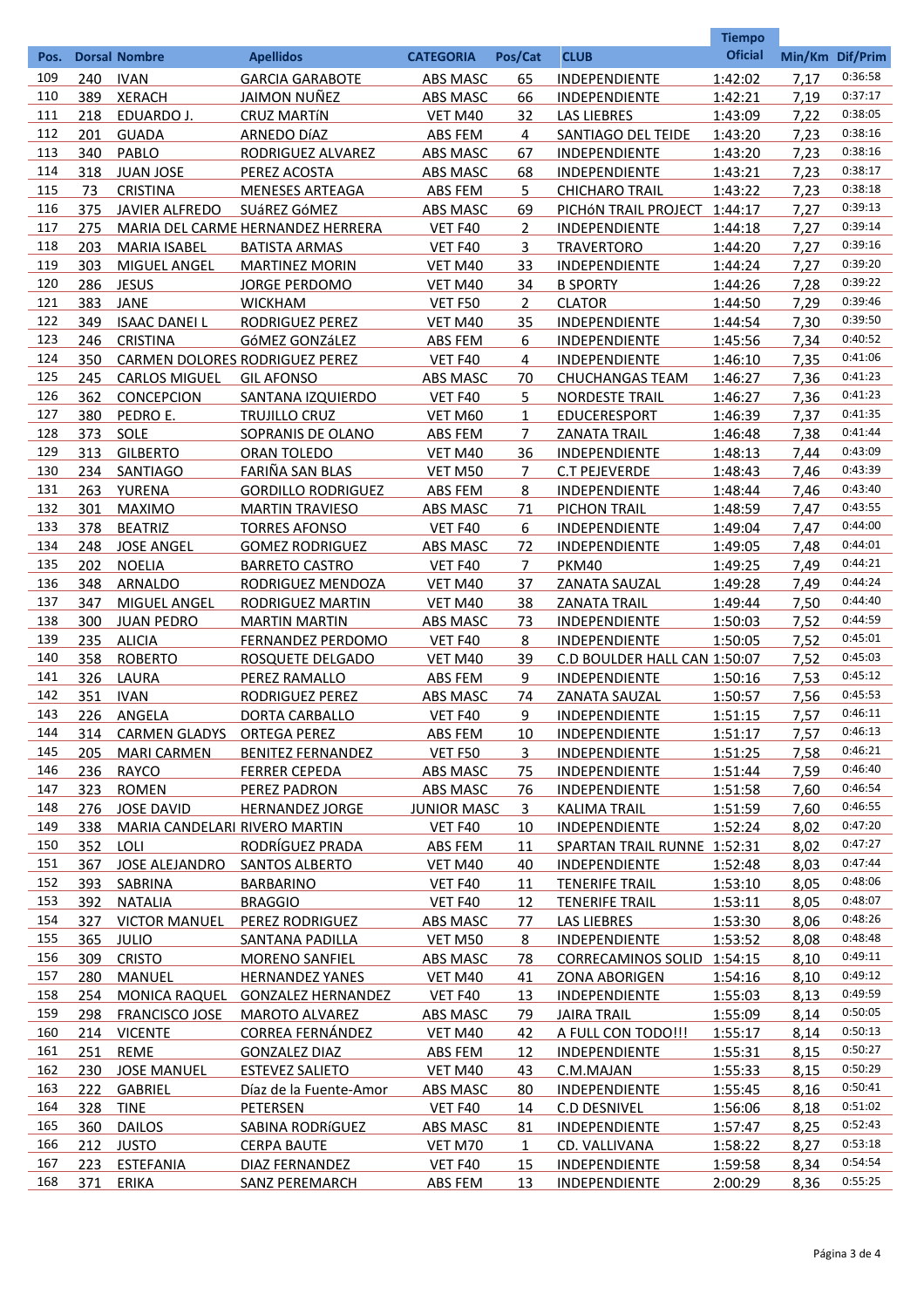| Pos. | Dorsal | Nombre | Apellidos | CATEGORIA | Pos/Cat | CLUB | Tiempo Oficial | Min/Km | Dif/Prim |
|---|---|---|---|---|---|---|---|---|---|
| 109 | 240 | IVAN | GARCIA GARABOTE | ABS MASC | 65 | INDEPENDIENTE | 1:42:02 | 7,17 | 0:36:58 |
| 110 | 389 | XERACH | JAIMON NUÑEZ | ABS MASC | 66 | INDEPENDIENTE | 1:42:21 | 7,19 | 0:37:17 |
| 111 | 218 | EDUARDO J. | CRUZ MARTÍN | VET M40 | 32 | LAS LIEBRES | 1:43:09 | 7,22 | 0:38:05 |
| 112 | 201 | GUADA | ARNEDO DíAZ | ABS FEM | 4 | SANTIAGO DEL TEIDE | 1:43:20 | 7,23 | 0:38:16 |
| 113 | 340 | PABLO | RODRIGUEZ ALVAREZ | ABS MASC | 67 | INDEPENDIENTE | 1:43:20 | 7,23 | 0:38:16 |
| 114 | 318 | JUAN JOSE | PEREZ ACOSTA | ABS MASC | 68 | INDEPENDIENTE | 1:43:21 | 7,23 | 0:38:17 |
| 115 | 73 | CRISTINA | MENESES ARTEAGA | ABS FEM | 5 | CHICHARO TRAIL | 1:43:22 | 7,23 | 0:38:18 |
| 116 | 375 | JAVIER ALFREDO | SUáREZ GóMEZ | ABS MASC | 69 | PICHóN TRAIL PROJECT | 1:44:17 | 7,27 | 0:39:13 |
| 117 | 275 | MARIA DEL CARME | HERNANDEZ HERRERA | VET F40 | 2 | INDEPENDIENTE | 1:44:18 | 7,27 | 0:39:14 |
| 118 | 203 | MARIA ISABEL | BATISTA ARMAS | VET F40 | 3 | TRAVERTORO | 1:44:20 | 7,27 | 0:39:16 |
| 119 | 303 | MIGUEL ANGEL | MARTINEZ MORIN | VET M40 | 33 | INDEPENDIENTE | 1:44:24 | 7,27 | 0:39:20 |
| 120 | 286 | JESUS | JORGE PERDOMO | VET M40 | 34 | B SPORTY | 1:44:26 | 7,28 | 0:39:22 |
| 121 | 383 | JANE | WICKHAM | VET F50 | 2 | CLATOR | 1:44:50 | 7,29 | 0:39:46 |
| 122 | 349 | ISAAC DANEI L | RODRIGUEZ PEREZ | VET M40 | 35 | INDEPENDIENTE | 1:44:54 | 7,30 | 0:39:50 |
| 123 | 246 | CRISTINA | GóMEZ GONZáLEZ | ABS FEM | 6 | INDEPENDIENTE | 1:45:56 | 7,34 | 0:40:52 |
| 124 | 350 | CARMEN DOLORES | RODRIGUEZ PEREZ | VET F40 | 4 | INDEPENDIENTE | 1:46:10 | 7,35 | 0:41:06 |
| 125 | 245 | CARLOS MIGUEL | GIL AFONSO | ABS MASC | 70 | CHUCHANGAS TEAM | 1:46:27 | 7,36 | 0:41:23 |
| 126 | 362 | CONCEPCION | SANTANA IZQUIERDO | VET F40 | 5 | NORDESTE TRAIL | 1:46:27 | 7,36 | 0:41:23 |
| 127 | 380 | PEDRO E. | TRUJILLO CRUZ | VET M60 | 1 | EDUCERESPORT | 1:46:39 | 7,37 | 0:41:35 |
| 128 | 373 | SOLE | SOPRANIS DE OLANO | ABS FEM | 7 | ZANATA TRAIL | 1:46:48 | 7,38 | 0:41:44 |
| 129 | 313 | GILBERTO | ORAN TOLEDO | VET M40 | 36 | INDEPENDIENTE | 1:48:13 | 7,44 | 0:43:09 |
| 130 | 234 | SANTIAGO | FARIÑA SAN BLAS | VET M50 | 7 | C.T PEJEVERDE | 1:48:43 | 7,46 | 0:43:39 |
| 131 | 263 | YURENA | GORDILLO RODRIGUEZ | ABS FEM | 8 | INDEPENDIENTE | 1:48:44 | 7,46 | 0:43:40 |
| 132 | 301 | MAXIMO | MARTIN TRAVIESO | ABS MASC | 71 | PICHON TRAIL | 1:48:59 | 7,47 | 0:43:55 |
| 133 | 378 | BEATRIZ | TORRES AFONSO | VET F40 | 6 | INDEPENDIENTE | 1:49:04 | 7,47 | 0:44:00 |
| 134 | 248 | JOSE ANGEL | GOMEZ RODRIGUEZ | ABS MASC | 72 | INDEPENDIENTE | 1:49:05 | 7,48 | 0:44:01 |
| 135 | 202 | NOELIA | BARRETO CASTRO | VET F40 | 7 | PKM40 | 1:49:25 | 7,49 | 0:44:21 |
| 136 | 348 | ARNALDO | RODRIGUEZ MENDOZA | VET M40 | 37 | ZANATA SAUZAL | 1:49:28 | 7,49 | 0:44:24 |
| 137 | 347 | MIGUEL ANGEL | RODRIGUEZ MARTIN | VET M40 | 38 | ZANATA TRAIL | 1:49:44 | 7,50 | 0:44:40 |
| 138 | 300 | JUAN PEDRO | MARTIN MARTIN | ABS MASC | 73 | INDEPENDIENTE | 1:50:03 | 7,52 | 0:44:59 |
| 139 | 235 | ALICIA | FERNANDEZ PERDOMO | VET F40 | 8 | INDEPENDIENTE | 1:50:05 | 7,52 | 0:45:01 |
| 140 | 358 | ROBERTO | ROSQUETE DELGADO | VET M40 | 39 | C.D BOULDER HALL CAN | 1:50:07 | 7,52 | 0:45:03 |
| 141 | 326 | LAURA | PEREZ RAMALLO | ABS FEM | 9 | INDEPENDIENTE | 1:50:16 | 7,53 | 0:45:12 |
| 142 | 351 | IVAN | RODRIGUEZ PEREZ | ABS MASC | 74 | ZANATA SAUZAL | 1:50:57 | 7,56 | 0:45:53 |
| 143 | 226 | ANGELA | DORTA CARBALLO | VET F40 | 9 | INDEPENDIENTE | 1:51:15 | 7,57 | 0:46:11 |
| 144 | 314 | CARMEN GLADYS | ORTEGA PEREZ | ABS FEM | 10 | INDEPENDIENTE | 1:51:17 | 7,57 | 0:46:13 |
| 145 | 205 | MARI CARMEN | BENITEZ FERNANDEZ | VET F50 | 3 | INDEPENDIENTE | 1:51:25 | 7,58 | 0:46:21 |
| 146 | 236 | RAYCO | FERRER CEPEDA | ABS MASC | 75 | INDEPENDIENTE | 1:51:44 | 7,59 | 0:46:40 |
| 147 | 323 | ROMEN | PEREZ PADRON | ABS MASC | 76 | INDEPENDIENTE | 1:51:58 | 7,60 | 0:46:54 |
| 148 | 276 | JOSE DAVID | HERNANDEZ JORGE | JUNIOR MASC | 3 | KALIMA TRAIL | 1:51:59 | 7,60 | 0:46:55 |
| 149 | 338 | MARIA CANDELARI | RIVERO MARTIN | VET F40 | 10 | INDEPENDIENTE | 1:52:24 | 8,02 | 0:47:20 |
| 150 | 352 | LOLI | RODRÍGUEZ PRADA | ABS FEM | 11 | SPARTAN TRAIL RUNNE | 1:52:31 | 8,02 | 0:47:27 |
| 151 | 367 | JOSE ALEJANDRO | SANTOS ALBERTO | VET M40 | 40 | INDEPENDIENTE | 1:52:48 | 8,03 | 0:47:44 |
| 152 | 393 | SABRINA | BARBARINO | VET F40 | 11 | TENERIFE TRAIL | 1:53:10 | 8,05 | 0:48:06 |
| 153 | 392 | NATALIA | BRAGGIO | VET F40 | 12 | TENERIFE TRAIL | 1:53:11 | 8,05 | 0:48:07 |
| 154 | 327 | VICTOR MANUEL | PEREZ RODRIGUEZ | ABS MASC | 77 | LAS LIEBRES | 1:53:30 | 8,06 | 0:48:26 |
| 155 | 365 | JULIO | SANTANA PADILLA | VET M50 | 8 | INDEPENDIENTE | 1:53:52 | 8,08 | 0:48:48 |
| 156 | 309 | CRISTO | MORENO SANFIEL | ABS MASC | 78 | CORRECAMINOS SOLID | 1:54:15 | 8,10 | 0:49:11 |
| 157 | 280 | MANUEL | HERNANDEZ YANES | VET M40 | 41 | ZONA ABORIGEN | 1:54:16 | 8,10 | 0:49:12 |
| 158 | 254 | MONICA RAQUEL | GONZALEZ HERNANDEZ | VET F40 | 13 | INDEPENDIENTE | 1:55:03 | 8,13 | 0:49:59 |
| 159 | 298 | FRANCISCO JOSE | MAROTO ALVAREZ | ABS MASC | 79 | JAIRA TRAIL | 1:55:09 | 8,14 | 0:50:05 |
| 160 | 214 | VICENTE | CORREA FERNÁNDEZ | VET M40 | 42 | A FULL CON TODO!!! | 1:55:17 | 8,14 | 0:50:13 |
| 161 | 251 | REME | GONZALEZ DIAZ | ABS FEM | 12 | INDEPENDIENTE | 1:55:31 | 8,15 | 0:50:27 |
| 162 | 230 | JOSE MANUEL | ESTEVEZ SALIETO | VET M40 | 43 | C.M.MAJAN | 1:55:33 | 8,15 | 0:50:29 |
| 163 | 222 | GABRIEL | Díaz de la Fuente-Amor | ABS MASC | 80 | INDEPENDIENTE | 1:55:45 | 8,16 | 0:50:41 |
| 164 | 328 | TINE | PETERSEN | VET F40 | 14 | C.D DESNIVEL | 1:56:06 | 8,18 | 0:51:02 |
| 165 | 360 | DAILOS | SABINA RODRíGUEZ | ABS MASC | 81 | INDEPENDIENTE | 1:57:47 | 8,25 | 0:52:43 |
| 166 | 212 | JUSTO | CERPA BAUTE | VET M70 | 1 | CD. VALLIVANA | 1:58:22 | 8,27 | 0:53:18 |
| 167 | 223 | ESTEFANIA | DIAZ FERNANDEZ | VET F40 | 15 | INDEPENDIENTE | 1:59:58 | 8,34 | 0:54:54 |
| 168 | 371 | ERIKA | SANZ PEREMARCH | ABS FEM | 13 | INDEPENDIENTE | 2:00:29 | 8,36 | 0:55:25 |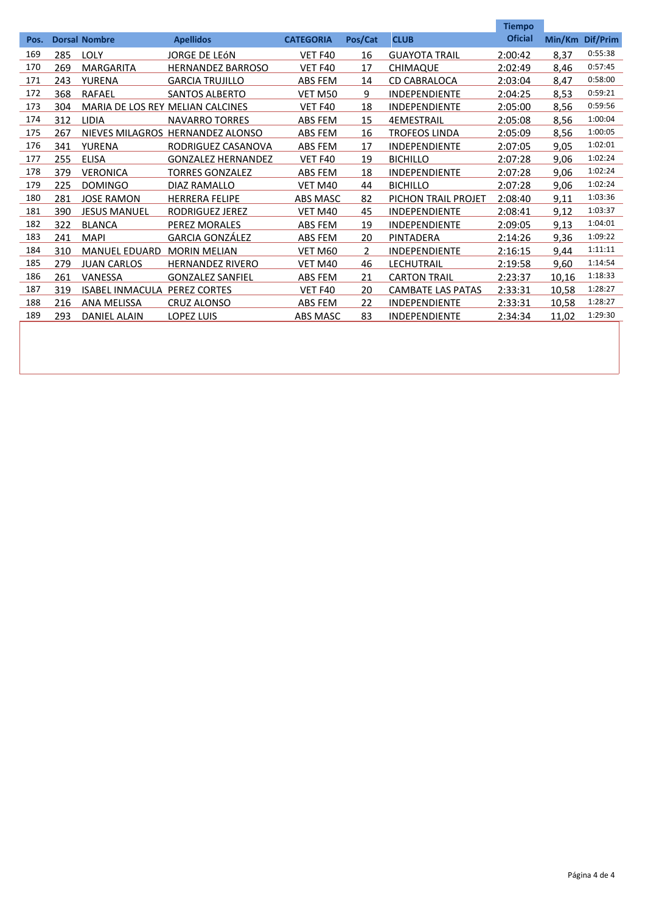| Pos. | Dorsal | Nombre | Apellidos | CATEGORIA | Pos/Cat | CLUB | Tiempo Oficial | Min/Km | Dif/Prim |
|---|---|---|---|---|---|---|---|---|---|
| 169 | 285 | LOLY | JORGE DE LEóN | VET F40 | 16 | GUAYOTA TRAIL | 2:00:42 | 8,37 | 0:55:38 |
| 170 | 269 | MARGARITA | HERNANDEZ BARROSO | VET F40 | 17 | CHIMAQUE | 2:02:49 | 8,46 | 0:57:45 |
| 171 | 243 | YURENA | GARCIA TRUJILLO | ABS FEM | 14 | CD CABRALOCA | 2:03:04 | 8,47 | 0:58:00 |
| 172 | 368 | RAFAEL | SANTOS ALBERTO | VET M50 | 9 | INDEPENDIENTE | 2:04:25 | 8,53 | 0:59:21 |
| 173 | 304 | MARIA DE LOS REY | MELIAN CALCINES | VET F40 | 18 | INDEPENDIENTE | 2:05:00 | 8,56 | 0:59:56 |
| 174 | 312 | LIDIA | NAVARRO TORRES | ABS FEM | 15 | 4EMESTRAIL | 2:05:08 | 8,56 | 1:00:04 |
| 175 | 267 | NIEVES MILAGROS | HERNANDEZ ALONSO | ABS FEM | 16 | TROFEOS LINDA | 2:05:09 | 8,56 | 1:00:05 |
| 176 | 341 | YURENA | RODRIGUEZ CASANOVA | ABS FEM | 17 | INDEPENDIENTE | 2:07:05 | 9,05 | 1:02:01 |
| 177 | 255 | ELISA | GONZALEZ HERNANDEZ | VET F40 | 19 | BICHILLO | 2:07:28 | 9,06 | 1:02:24 |
| 178 | 379 | VERONICA | TORRES GONZALEZ | ABS FEM | 18 | INDEPENDIENTE | 2:07:28 | 9,06 | 1:02:24 |
| 179 | 225 | DOMINGO | DIAZ RAMALLO | VET M40 | 44 | BICHILLO | 2:07:28 | 9,06 | 1:02:24 |
| 180 | 281 | JOSE RAMON | HERRERA FELIPE | ABS MASC | 82 | PICHON TRAIL PROJET | 2:08:40 | 9,11 | 1:03:36 |
| 181 | 390 | JESUS MANUEL | RODRIGUEZ JEREZ | VET M40 | 45 | INDEPENDIENTE | 2:08:41 | 9,12 | 1:03:37 |
| 182 | 322 | BLANCA | PEREZ MORALES | ABS FEM | 19 | INDEPENDIENTE | 2:09:05 | 9,13 | 1:04:01 |
| 183 | 241 | MAPI | GARCIA GONZÁLEZ | ABS FEM | 20 | PINTADERA | 2:14:26 | 9,36 | 1:09:22 |
| 184 | 310 | MANUEL EDUARD | MORIN MELIAN | VET M60 | 2 | INDEPENDIENTE | 2:16:15 | 9,44 | 1:11:11 |
| 185 | 279 | JUAN CARLOS | HERNANDEZ RIVERO | VET M40 | 46 | LECHUTRAIL | 2:19:58 | 9,60 | 1:14:54 |
| 186 | 261 | VANESSA | GONZALEZ SANFIEL | ABS FEM | 21 | CARTON TRAIL | 2:23:37 | 10,16 | 1:18:33 |
| 187 | 319 | ISABEL INMACULA | PEREZ CORTES | VET F40 | 20 | CAMBATE LAS PATAS | 2:33:31 | 10,58 | 1:28:27 |
| 188 | 216 | ANA MELISSA | CRUZ ALONSO | ABS FEM | 22 | INDEPENDIENTE | 2:33:31 | 10,58 | 1:28:27 |
| 189 | 293 | DANIEL ALAIN | LOPEZ LUIS | ABS MASC | 83 | INDEPENDIENTE | 2:34:34 | 11,02 | 1:29:30 |